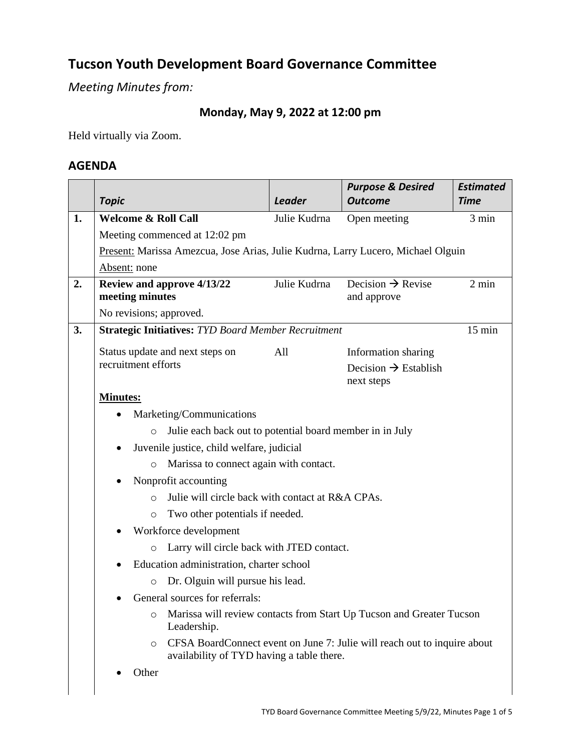# Tucson Youth Development Board Governance Committee

*Meeting Minutes from:*

### Monday, May 9, 2022 at 12:00 pm

Held virtually via Zoom.

## AGENDA

| | *Topic* | *Leader* | *Purpose & Desired Outcome* | *Estimated Time* |
|---|---|---|---|---|
| **1.** | **Welcome & Roll Call** | Julie Kudrna | Open meeting | 3 min |
| | Meeting commenced at 12:02 pm<br>Present: Marissa Amezcua, Jose Arias, Julie Kudrna, Larry Lucero, Michael Olguin<br>Absent: none | | | |
| **2.** | **Review and approve 4/13/22 meeting minutes** | Julie Kudrna | Decision → Revise and approve | 2 min |
| | No revisions; approved. | | | |
| **3.** | **Strategic Initiatives:** *TYD Board Member Recruitment* | | | 15 min |
| | Status update and next steps on recruitment efforts | All | Information sharing<br>Decision → Establish next steps | |

**Minutes:**

- Marketing/Communications
  - Julie each back out to potential board member in in July
- Juvenile justice, child welfare, judicial
  - Marissa to connect again with contact.
- Nonprofit accounting
  - Julie will circle back with contact at R&A CPAs.
  - Two other potentials if needed.
- Workforce development
  - Larry will circle back with JTED contact.
- Education administration, charter school
  - Dr. Olguin will pursue his lead.
- General sources for referrals:
  - Marissa will review contacts from Start Up Tucson and Greater Tucson Leadership.
  - CFSA BoardConnect event on June 7: Julie will reach out to inquire about availability of TYD having a table there.
- Other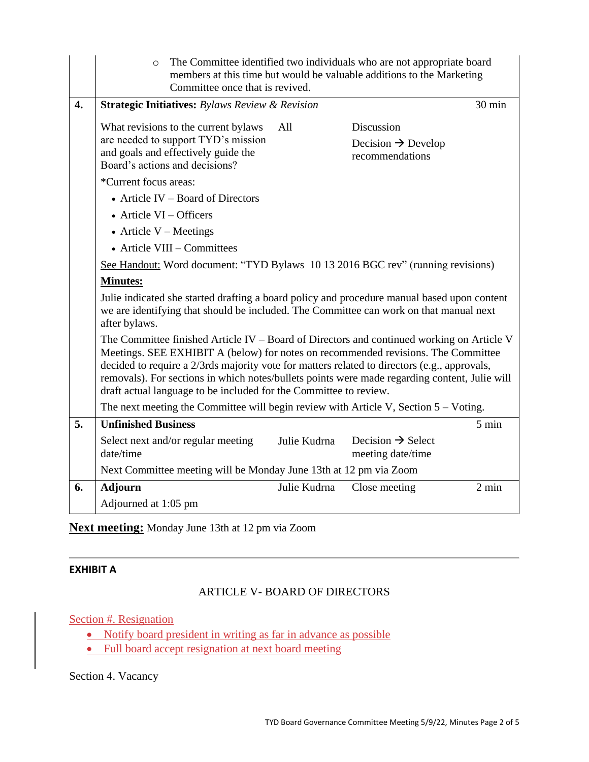| | | | | |
|---|---|---|---|---|
| | ○ The Committee identified two individuals who are not appropriate board members at this time but would be valuable additions to the Marketing Committee once that is revived. | | | |
| **4.** | **Strategic Initiatives:** *Bylaws Review & Revision* | | | 30 min |
| | What revisions to the current bylaws are needed to support TYD's mission and goals and effectively guide the Board's actions and decisions? | All | Discussion<br>Decision → Develop recommendations | |
| | *Current focus areas:<br>• Article IV – Board of Directors<br>• Article VI – Officers<br>• Article V – Meetings<br>• Article VIII – Committees | | | |
| | See Handout: Word document: "TYD Bylaws 10 13 2016 BGC rev" (running revisions) | | | |
| | **Minutes:** | | | |
| | Julie indicated she started drafting a board policy and procedure manual based upon content we are identifying that should be included. The Committee can work on that manual next after bylaws. | | | |
| | The Committee finished Article IV – Board of Directors and continued working on Article V Meetings. SEE EXHIBIT A (below) for notes on recommended revisions. The Committee decided to require a 2/3rds majority vote for matters related to directors (e.g., approvals, removals). For sections in which notes/bullets points were made regarding content, Julie will draft actual language to be included for the Committee to review. | | | |
| | The next meeting the Committee will begin review with Article V, Section 5 – Voting. | | | |
| **5.** | **Unfinished Business** | | | 5 min |
| | Select next and/or regular meeting date/time | Julie Kudrna | Decision → Select meeting date/time | |
| | Next Committee meeting will be Monday June 13th at 12 pm via Zoom | | | |
| **6.** | **Adjourn** | Julie Kudrna | Close meeting | 2 min |
| | Adjourned at 1:05 pm | | | |

**Next meeting:** Monday June 13th at 12 pm via Zoom

---

**EXHIBIT A**

ARTICLE V- BOARD OF DIRECTORS

Section #. Resignation

- Notify board president in writing as far in advance as possible
- Full board accept resignation at next board meeting

Section 4. Vacancy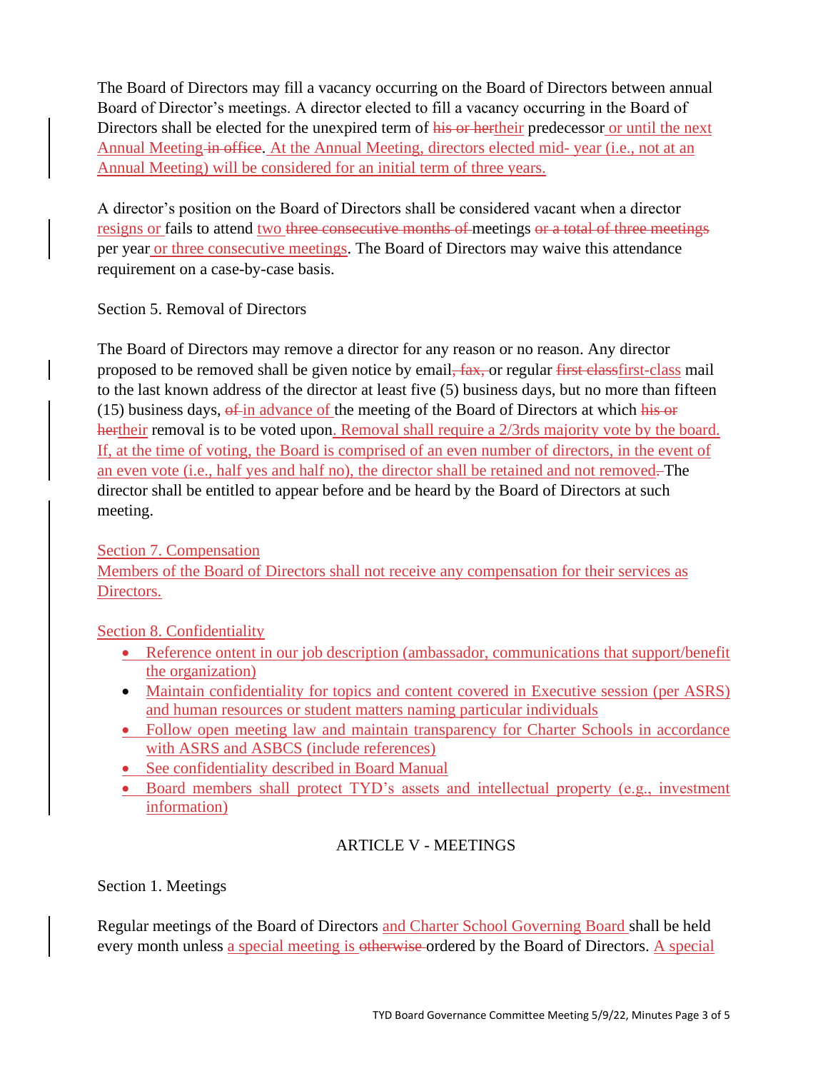The Board of Directors may fill a vacancy occurring on the Board of Directors between annual Board of Director's meetings. A director elected to fill a vacancy occurring in the Board of Directors shall be elected for the unexpired term of ~~his or her~~their predecessor or until the next Annual Meeting ~~in office~~. At the Annual Meeting, directors elected mid- year (i.e., not at an Annual Meeting) will be considered for an initial term of three years.

A director's position on the Board of Directors shall be considered vacant when a director resigns or fails to attend two ~~three consecutive months of~~ meetings ~~or a total of three meetings~~ per year or three consecutive meetings. The Board of Directors may waive this attendance requirement on a case-by-case basis.

Section 5. Removal of Directors

The Board of Directors may remove a director for any reason or no reason. Any director proposed to be removed shall be given notice by email~~, fax,~~ or regular ~~first class~~first-class mail to the last known address of the director at least five (5) business days, but no more than fifteen (15) business days, ~~of~~ in advance of the meeting of the Board of Directors at which ~~his or her~~their removal is to be voted upon. Removal shall require a 2/3rds majority vote by the board. If, at the time of voting, the Board is comprised of an even number of directors, in the event of an even vote (i.e., half yes and half no), the director shall be retained and not removed~~.~~ The director shall be entitled to appear before and be heard by the Board of Directors at such meeting.

Section 7. Compensation

Members of the Board of Directors shall not receive any compensation for their services as Directors.

Section 8. Confidentiality

- Reference ontent in our job description (ambassador, communications that support/benefit the organization)
- Maintain confidentiality for topics and content covered in Executive session (per ASRS) and human resources or student matters naming particular individuals
- Follow open meeting law and maintain transparency for Charter Schools in accordance with ASRS and ASBCS (include references)
- See confidentiality described in Board Manual
- Board members shall protect TYD's assets and intellectual property (e.g., investment information)

## ARTICLE V - MEETINGS

Section 1. Meetings

Regular meetings of the Board of Directors and Charter School Governing Board shall be held every month unless a special meeting is ~~otherwise~~ ordered by the Board of Directors. A special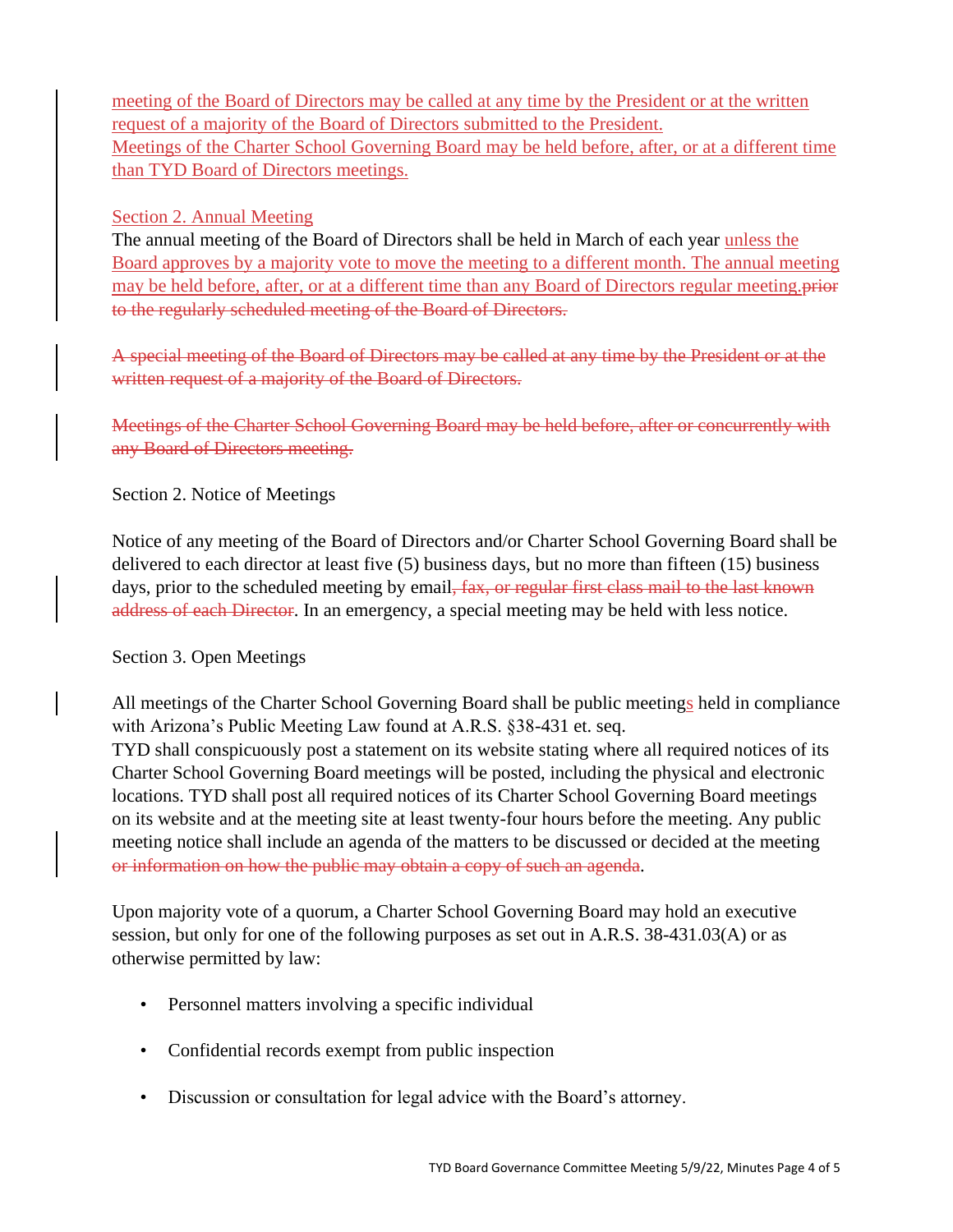meeting of the Board of Directors may be called at any time by the President or at the written request of a majority of the Board of Directors submitted to the President.
Meetings of the Charter School Governing Board may be held before, after, or at a different time than TYD Board of Directors meetings.

Section 2. Annual Meeting
The annual meeting of the Board of Directors shall be held in March of each year unless the Board approves by a majority vote to move the meeting to a different month. The annual meeting may be held before, after, or at a different time than any Board of Directors regular meeting.~~prior to the regularly scheduled meeting of the Board of Directors.~~

~~A special meeting of the Board of Directors may be called at any time by the President or at the written request of a majority of the Board of Directors.~~

~~Meetings of the Charter School Governing Board may be held before, after or concurrently with any Board of Directors meeting.~~

Section 2. Notice of Meetings

Notice of any meeting of the Board of Directors and/or Charter School Governing Board shall be delivered to each director at least five (5) business days, but no more than fifteen (15) business days, prior to the scheduled meeting by email~~, fax, or regular first class mail to the last known address of each Director~~. In an emergency, a special meeting may be held with less notice.

Section 3. Open Meetings

All meetings of the Charter School Governing Board shall be public meetings held in compliance with Arizona's Public Meeting Law found at A.R.S. §38-431 et. seq.
TYD shall conspicuously post a statement on its website stating where all required notices of its Charter School Governing Board meetings will be posted, including the physical and electronic locations. TYD shall post all required notices of its Charter School Governing Board meetings on its website and at the meeting site at least twenty-four hours before the meeting. Any public meeting notice shall include an agenda of the matters to be discussed or decided at the meeting ~~or information on how the public may obtain a copy of such an agenda~~.

Upon majority vote of a quorum, a Charter School Governing Board may hold an executive session, but only for one of the following purposes as set out in A.R.S. 38-431.03(A) or as otherwise permitted by law:

- Personnel matters involving a specific individual
- Confidential records exempt from public inspection
- Discussion or consultation for legal advice with the Board's attorney.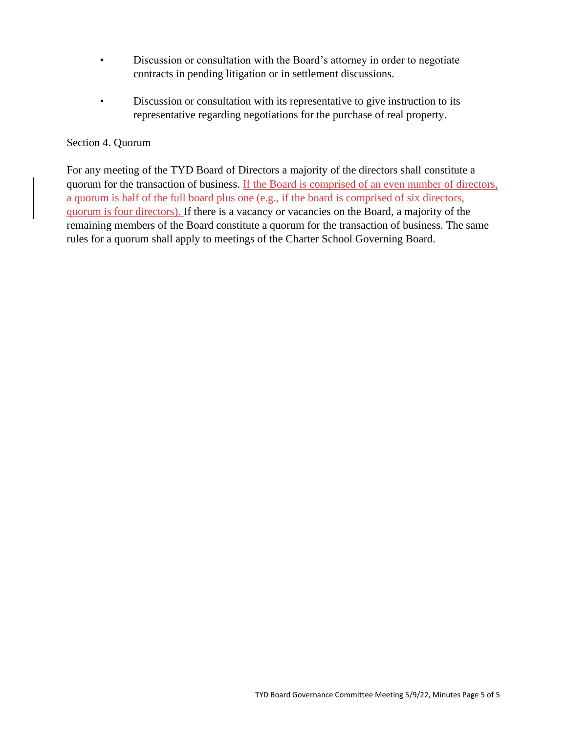- Discussion or consultation with the Board's attorney in order to negotiate contracts in pending litigation or in settlement discussions.

- Discussion or consultation with its representative to give instruction to its representative regarding negotiations for the purchase of real property.

Section 4. Quorum

For any meeting of the TYD Board of Directors a majority of the directors shall constitute a quorum for the transaction of business. If the Board is comprised of an even number of directors, a quorum is half of the full board plus one (e.g., if the board is comprised of six directors, quorum is four directors). If there is a vacancy or vacancies on the Board, a majority of the remaining members of the Board constitute a quorum for the transaction of business. The same rules for a quorum shall apply to meetings of the Charter School Governing Board.